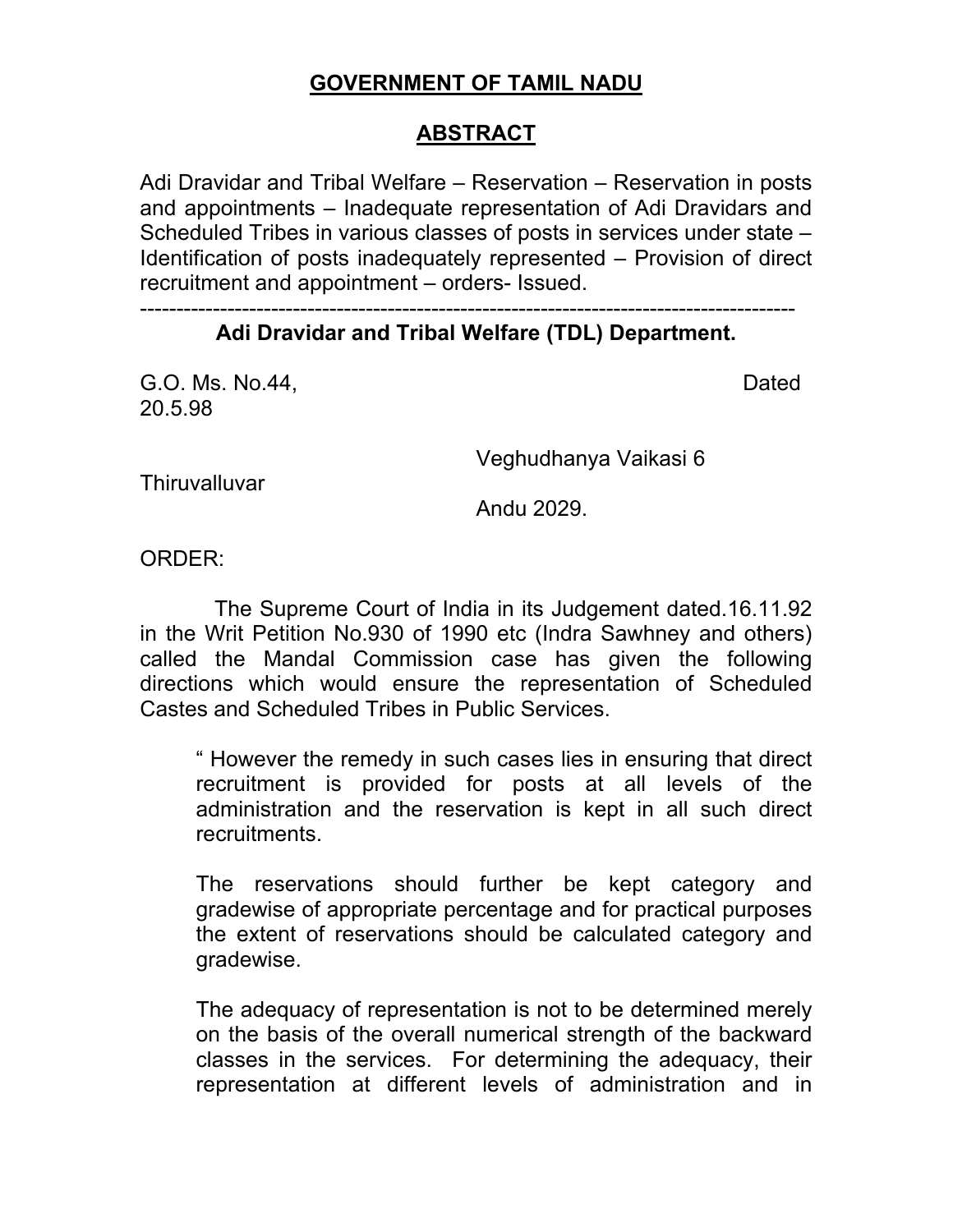# GOVERNMENT OF TAMIL NADU

## ABSTRACT

Adi Dravidar and Tribal Welfare – Reservation – Reservation in posts and appointments – Inadequate representation of Adi Dravidars and Scheduled Tribes in various classes of posts in services under state – Identification of posts inadequately represented – Provision of direct recruitment and appointment – orders- Issued.

-----------------------------------------------------------------------------------------

**Adi Dravidar and Tribal Welfare (TDL) Department.**

G.O. Ms. No.44, Dated 20.5.98

Veghudhanya Vaikasi 6

Thiruvalluvar

Andu 2029.

ORDER:

The Supreme Court of India in its Judgement dated.16.11.92 in the Writ Petition No.930 of 1990 etc (Indra Sawhney and others) called the Mandal Commission case has given the following directions which would ensure the representation of Scheduled Castes and Scheduled Tribes in Public Services.

> " However the remedy in such cases lies in ensuring that direct recruitment is provided for posts at all levels of the administration and the reservation is kept in all such direct recruitments.
>
> The reservations should further be kept category and gradewise of appropriate percentage and for practical purposes the extent of reservations should be calculated category and gradewise.
>
> The adequacy of representation is not to be determined merely on the basis of the overall numerical strength of the backward classes in the services. For determining the adequacy, their representation at different levels of administration and in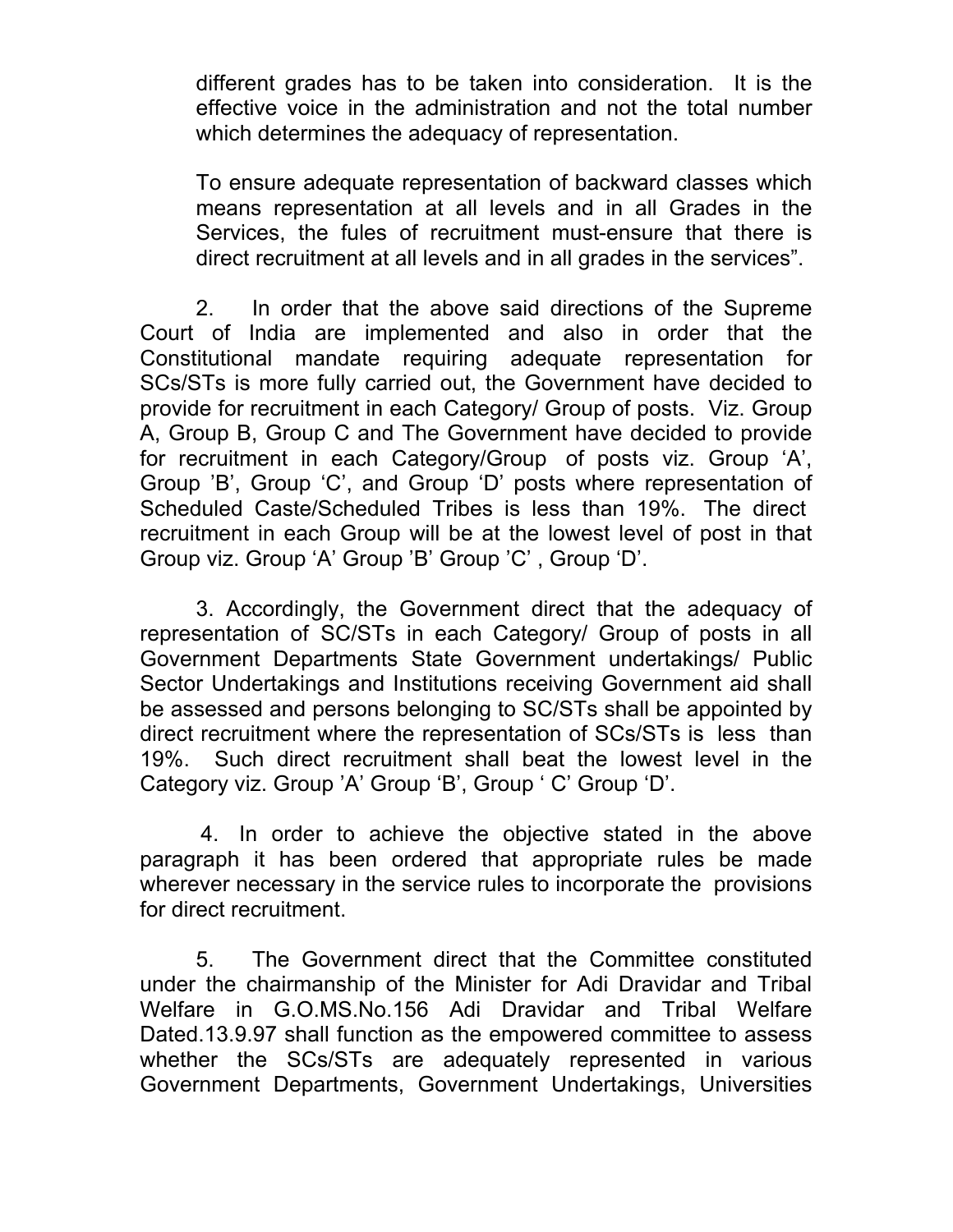different grades has to be taken into consideration. It is the effective voice in the administration and not the total number which determines the adequacy of representation.

To ensure adequate representation of backward classes which means representation at all levels and in all Grades in the Services, the fules of recruitment must-ensure that there is direct recruitment at all levels and in all grades in the services".

2. In order that the above said directions of the Supreme Court of India are implemented and also in order that the Constitutional mandate requiring adequate representation for SCs/STs is more fully carried out, the Government have decided to provide for recruitment in each Category/ Group of posts. Viz. Group A, Group B, Group C and The Government have decided to provide for recruitment in each Category/Group of posts viz. Group 'A', Group 'B', Group 'C', and Group 'D' posts where representation of Scheduled Caste/Scheduled Tribes is less than 19%. The direct recruitment in each Group will be at the lowest level of post in that Group viz. Group 'A' Group 'B' Group 'C' , Group 'D'.

3. Accordingly, the Government direct that the adequacy of representation of SC/STs in each Category/ Group of posts in all Government Departments State Government undertakings/ Public Sector Undertakings and Institutions receiving Government aid shall be assessed and persons belonging to SC/STs shall be appointed by direct recruitment where the representation of SCs/STs is less than 19%. Such direct recruitment shall beat the lowest level in the Category viz. Group 'A' Group 'B', Group ' C' Group 'D'.

4. In order to achieve the objective stated in the above paragraph it has been ordered that appropriate rules be made wherever necessary in the service rules to incorporate the provisions for direct recruitment.

5. The Government direct that the Committee constituted under the chairmanship of the Minister for Adi Dravidar and Tribal Welfare in G.O.MS.No.156 Adi Dravidar and Tribal Welfare Dated.13.9.97 shall function as the empowered committee to assess whether the SCs/STs are adequately represented in various Government Departments, Government Undertakings, Universities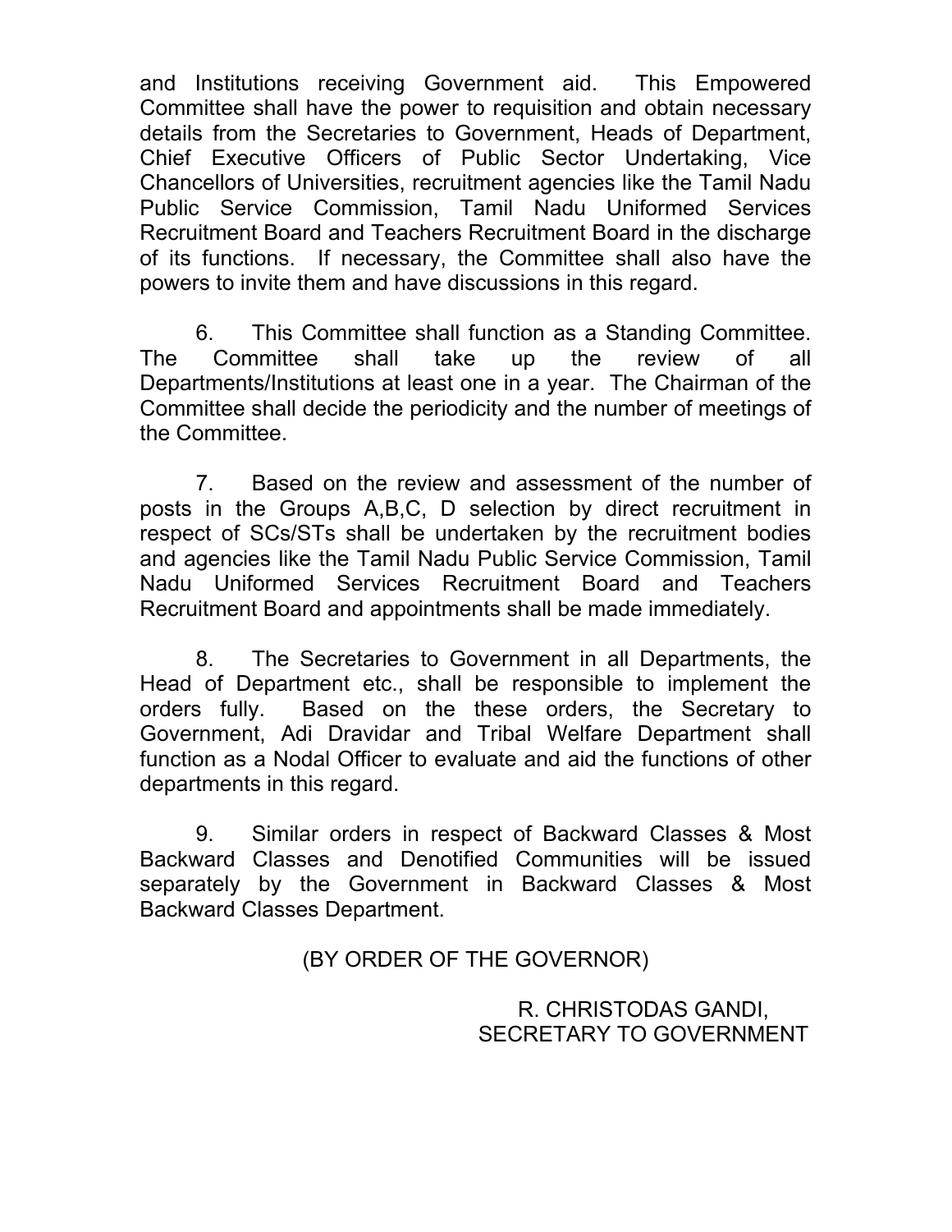and Institutions receiving Government aid. This Empowered Committee shall have the power to requisition and obtain necessary details from the Secretaries to Government, Heads of Department, Chief Executive Officers of Public Sector Undertaking, Vice Chancellors of Universities, recruitment agencies like the Tamil Nadu Public Service Commission, Tamil Nadu Uniformed Services Recruitment Board and Teachers Recruitment Board in the discharge of its functions. If necessary, the Committee shall also have the powers to invite them and have discussions in this regard.

6. This Committee shall function as a Standing Committee. The Committee shall take up the review of all Departments/Institutions at least one in a year. The Chairman of the Committee shall decide the periodicity and the number of meetings of the Committee.

7. Based on the review and assessment of the number of posts in the Groups A,B,C, D selection by direct recruitment in respect of SCs/STs shall be undertaken by the recruitment bodies and agencies like the Tamil Nadu Public Service Commission, Tamil Nadu Uniformed Services Recruitment Board and Teachers Recruitment Board and appointments shall be made immediately.

8. The Secretaries to Government in all Departments, the Head of Department etc., shall be responsible to implement the orders fully. Based on the these orders, the Secretary to Government, Adi Dravidar and Tribal Welfare Department shall function as a Nodal Officer to evaluate and aid the functions of other departments in this regard.

9. Similar orders in respect of Backward Classes & Most Backward Classes and Denotified Communities will be issued separately by the Government in Backward Classes & Most Backward Classes Department.

(BY ORDER OF THE GOVERNOR)

R. CHRISTODAS GANDI,
SECRETARY TO GOVERNMENT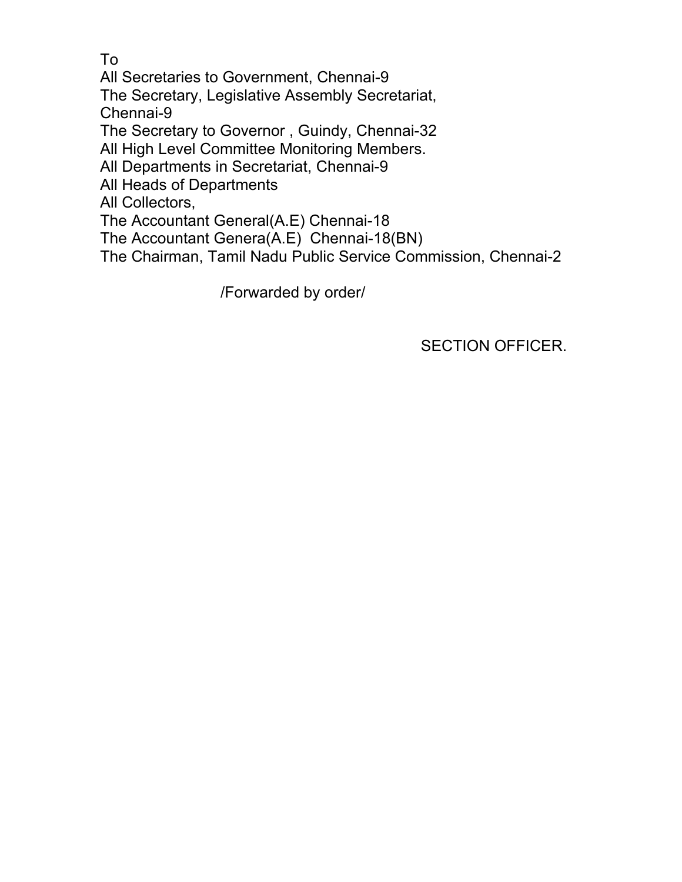To

All Secretaries to Government, Chennai-9
The Secretary, Legislative Assembly Secretariat, Chennai-9
The Secretary to Governor , Guindy, Chennai-32
All High Level Committee Monitoring Members.
All Departments in Secretariat, Chennai-9
All Heads of Departments
All Collectors,
The Accountant General(A.E) Chennai-18
The Accountant Genera(A.E) Chennai-18(BN)
The Chairman, Tamil Nadu Public Service Commission, Chennai-2

/Forwarded by order/

SECTION OFFICER.